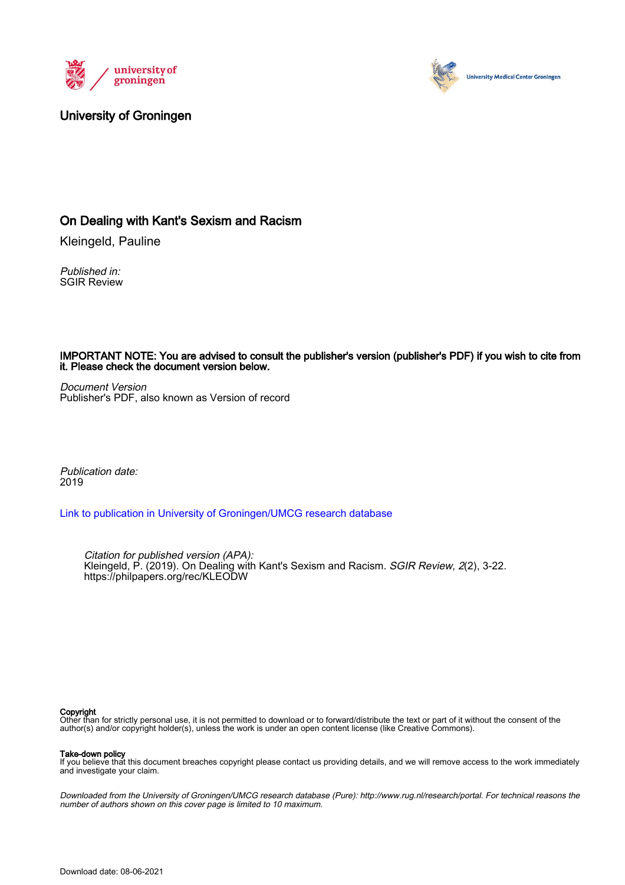University of Groningen

# On Dealing with Kant's Sexism and Racism

Kleingeld, Pauline

*Published in:*
SGIR Review

**IMPORTANT NOTE: You are advised to consult the publisher's version (publisher's PDF) if you wish to cite from it. Please check the document version below.**

*Document Version*
Publisher's PDF, also known as Version of record

*Publication date:*
2019

[Link to publication in University of Groningen/UMCG research database](https://philpapers.org/rec/KLEODW)

*Citation for published version (APA):*
Kleingeld, P. (2019). On Dealing with Kant's Sexism and Racism. *SGIR Review*, *2*(2), 3-22.
https://philpapers.org/rec/KLEODW

**Copyright**
Other than for strictly personal use, it is not permitted to download or to forward/distribute the text or part of it without the consent of the author(s) and/or copyright holder(s), unless the work is under an open content license (like Creative Commons).

**Take-down policy**
If you believe that this document breaches copyright please contact us providing details, and we will remove access to the work immediately and investigate your claim.

*Downloaded from the University of Groningen/UMCG research database (Pure): http://www.rug.nl/research/portal. For technical reasons the number of authors shown on this cover page is limited to 10 maximum.*

Download date: 08-06-2021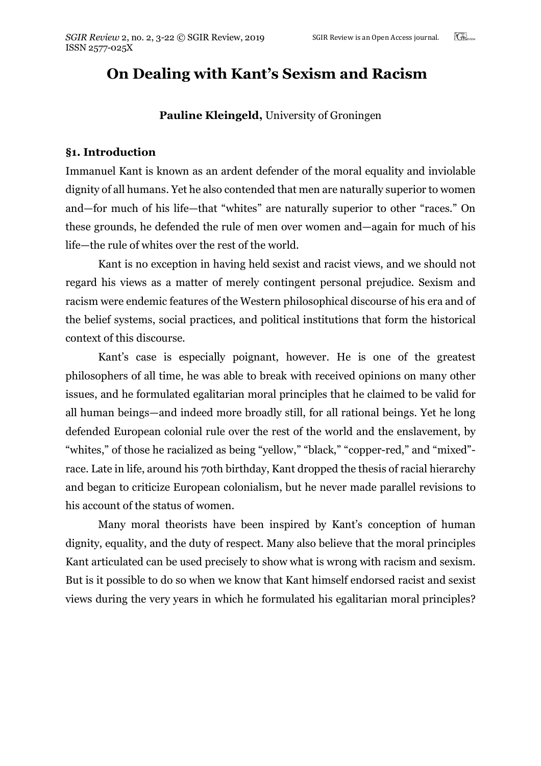# On Dealing with Kant's Sexism and Racism

**Pauline Kleingeld,** University of Groningen

## §1. Introduction

Immanuel Kant is known as an ardent defender of the moral equality and inviolable dignity of all humans. Yet he also contended that men are naturally superior to women and—for much of his life—that "whites" are naturally superior to other "races." On these grounds, he defended the rule of men over women and—again for much of his life—the rule of whites over the rest of the world.

Kant is no exception in having held sexist and racist views, and we should not regard his views as a matter of merely contingent personal prejudice. Sexism and racism were endemic features of the Western philosophical discourse of his era and of the belief systems, social practices, and political institutions that form the historical context of this discourse.

Kant's case is especially poignant, however. He is one of the greatest philosophers of all time, he was able to break with received opinions on many other issues, and he formulated egalitarian moral principles that he claimed to be valid for all human beings—and indeed more broadly still, for all rational beings. Yet he long defended European colonial rule over the rest of the world and the enslavement, by "whites," of those he racialized as being "yellow," "black," "copper-red," and "mixed"-race. Late in life, around his 70th birthday, Kant dropped the thesis of racial hierarchy and began to criticize European colonialism, but he never made parallel revisions to his account of the status of women.

Many moral theorists have been inspired by Kant's conception of human dignity, equality, and the duty of respect. Many also believe that the moral principles Kant articulated can be used precisely to show what is wrong with racism and sexism. But is it possible to do so when we know that Kant himself endorsed racist and sexist views during the very years in which he formulated his egalitarian moral principles?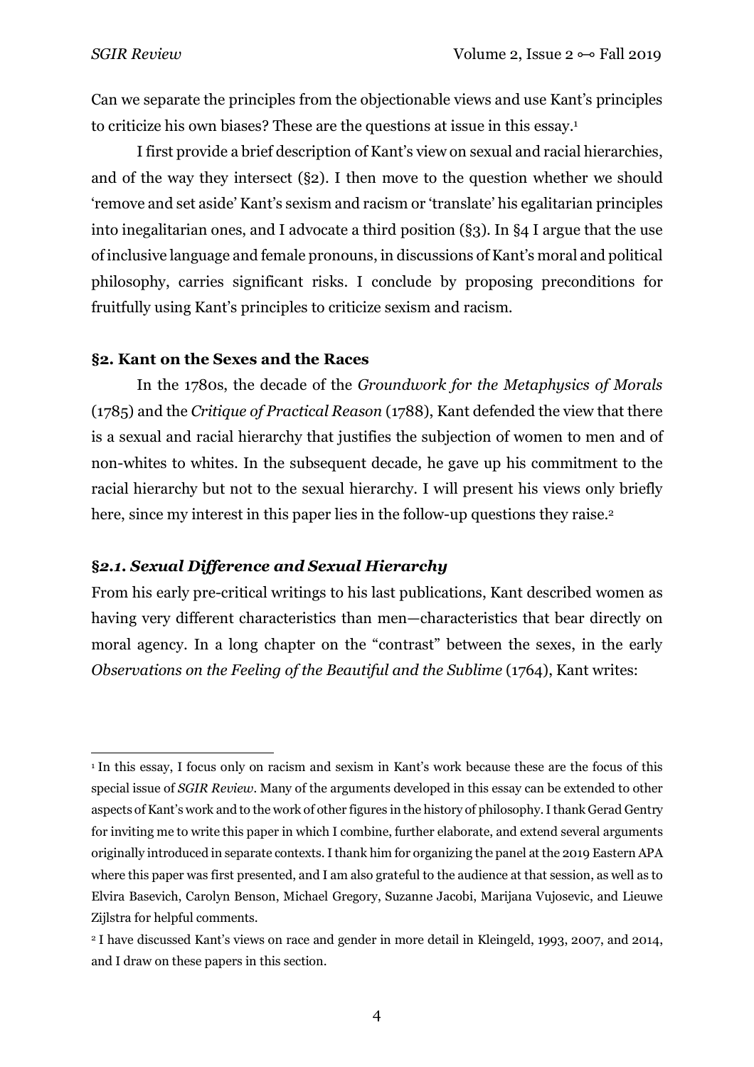Can we separate the principles from the objectionable views and use Kant's principles to criticize his own biases? These are the questions at issue in this essay.[1]

I first provide a brief description of Kant's view on sexual and racial hierarchies, and of the way they intersect (§2). I then move to the question whether we should 'remove and set aside' Kant's sexism and racism or 'translate' his egalitarian principles into inegalitarian ones, and I advocate a third position (§3). In §4 I argue that the use of inclusive language and female pronouns, in discussions of Kant's moral and political philosophy, carries significant risks. I conclude by proposing preconditions for fruitfully using Kant's principles to criticize sexism and racism.

## §2. Kant on the Sexes and the Races

In the 1780s, the decade of the *Groundwork for the Metaphysics of Morals* (1785) and the *Critique of Practical Reason* (1788), Kant defended the view that there is a sexual and racial hierarchy that justifies the subjection of women to men and of non-whites to whites. In the subsequent decade, he gave up his commitment to the racial hierarchy but not to the sexual hierarchy. I will present his views only briefly here, since my interest in this paper lies in the follow-up questions they raise.[2]

### *§2.1. Sexual Difference and Sexual Hierarchy*

From his early pre-critical writings to his last publications, Kant described women as having very different characteristics than men—characteristics that bear directly on moral agency. In a long chapter on the "contrast" between the sexes, in the early *Observations on the Feeling of the Beautiful and the Sublime* (1764), Kant writes:

---

[1] In this essay, I focus only on racism and sexism in Kant's work because these are the focus of this special issue of *SGIR Review*. Many of the arguments developed in this essay can be extended to other aspects of Kant's work and to the work of other figures in the history of philosophy. I thank Gerad Gentry for inviting me to write this paper in which I combine, further elaborate, and extend several arguments originally introduced in separate contexts. I thank him for organizing the panel at the 2019 Eastern APA where this paper was first presented, and I am also grateful to the audience at that session, as well as to Elvira Basevich, Carolyn Benson, Michael Gregory, Suzanne Jacobi, Marijana Vujosevic, and Lieuwe Zijlstra for helpful comments.

[2] I have discussed Kant's views on race and gender in more detail in Kleingeld, 1993, 2007, and 2014, and I draw on these papers in this section.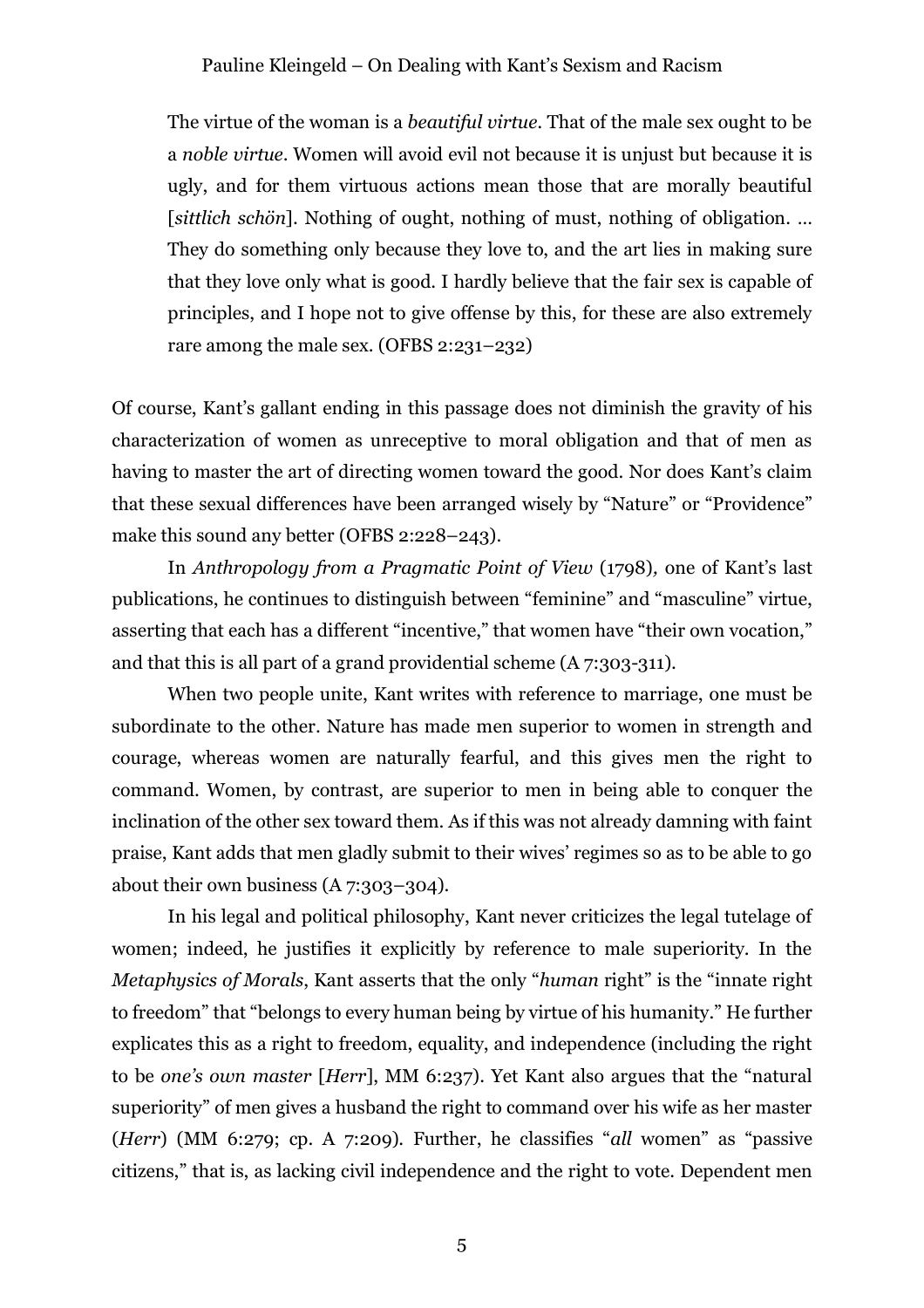> The virtue of the woman is a *beautiful virtue*. That of the male sex ought to be a *noble virtue*. Women will avoid evil not because it is unjust but because it is ugly, and for them virtuous actions mean those that are morally beautiful [*sittlich schön*]. Nothing of ought, nothing of must, nothing of obligation. … They do something only because they love to, and the art lies in making sure that they love only what is good. I hardly believe that the fair sex is capable of principles, and I hope not to give offense by this, for these are also extremely rare among the male sex. (OFBS 2:231–232)

Of course, Kant's gallant ending in this passage does not diminish the gravity of his characterization of women as unreceptive to moral obligation and that of men as having to master the art of directing women toward the good. Nor does Kant's claim that these sexual differences have been arranged wisely by "Nature" or "Providence" make this sound any better (OFBS 2:228–243).

In *Anthropology from a Pragmatic Point of View* (1798), one of Kant's last publications, he continues to distinguish between "feminine" and "masculine" virtue, asserting that each has a different "incentive," that women have "their own vocation," and that this is all part of a grand providential scheme (A 7:303-311).

When two people unite, Kant writes with reference to marriage, one must be subordinate to the other. Nature has made men superior to women in strength and courage, whereas women are naturally fearful, and this gives men the right to command. Women, by contrast, are superior to men in being able to conquer the inclination of the other sex toward them. As if this was not already damning with faint praise, Kant adds that men gladly submit to their wives' regimes so as to be able to go about their own business (A 7:303–304).

In his legal and political philosophy, Kant never criticizes the legal tutelage of women; indeed, he justifies it explicitly by reference to male superiority. In the *Metaphysics of Morals*, Kant asserts that the only "*human* right" is the "innate right to freedom" that "belongs to every human being by virtue of his humanity." He further explicates this as a right to freedom, equality, and independence (including the right to be *one's own master* [*Herr*], MM 6:237). Yet Kant also argues that the "natural superiority" of men gives a husband the right to command over his wife as her master (*Herr*) (MM 6:279; cp. A 7:209). Further, he classifies "*all* women" as "passive citizens," that is, as lacking civil independence and the right to vote. Dependent men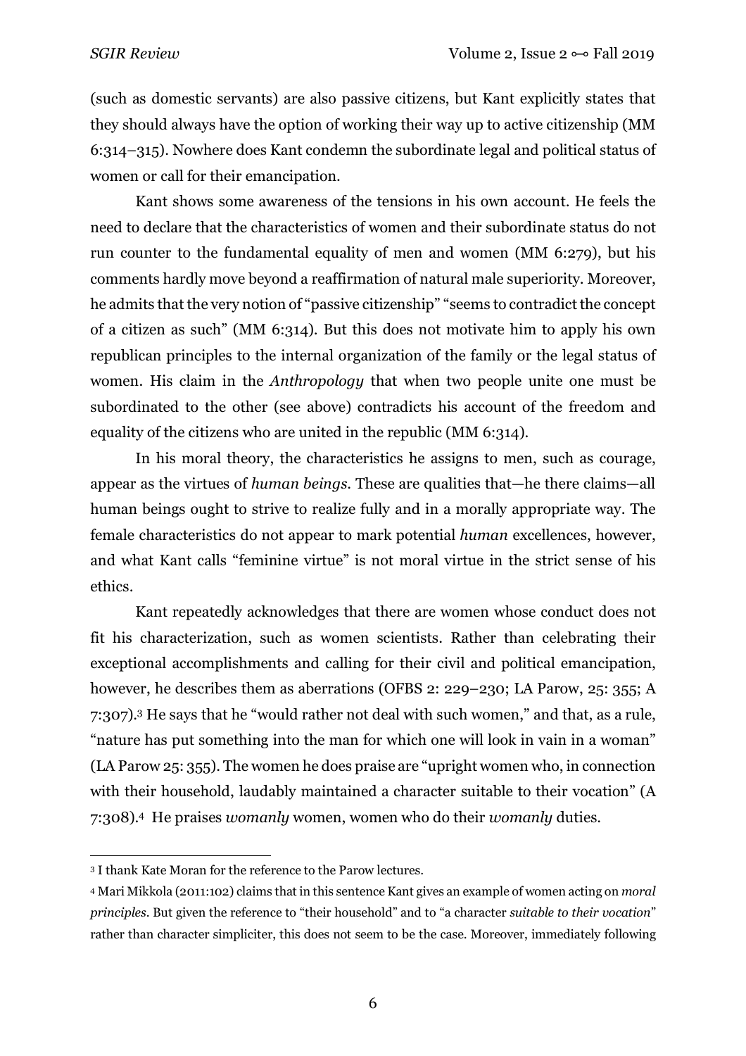(such as domestic servants) are also passive citizens, but Kant explicitly states that they should always have the option of working their way up to active citizenship (MM 6:314–315). Nowhere does Kant condemn the subordinate legal and political status of women or call for their emancipation.

Kant shows some awareness of the tensions in his own account. He feels the need to declare that the characteristics of women and their subordinate status do not run counter to the fundamental equality of men and women (MM 6:279), but his comments hardly move beyond a reaffirmation of natural male superiority. Moreover, he admits that the very notion of "passive citizenship" "seems to contradict the concept of a citizen as such" (MM 6:314). But this does not motivate him to apply his own republican principles to the internal organization of the family or the legal status of women. His claim in the *Anthropology* that when two people unite one must be subordinated to the other (see above) contradicts his account of the freedom and equality of the citizens who are united in the republic (MM 6:314).

In his moral theory, the characteristics he assigns to men, such as courage, appear as the virtues of *human beings*. These are qualities that—he there claims—all human beings ought to strive to realize fully and in a morally appropriate way. The female characteristics do not appear to mark potential *human* excellences, however, and what Kant calls "feminine virtue" is not moral virtue in the strict sense of his ethics.

Kant repeatedly acknowledges that there are women whose conduct does not fit his characterization, such as women scientists. Rather than celebrating their exceptional accomplishments and calling for their civil and political emancipation, however, he describes them as aberrations (OFBS 2: 229–230; LA Parow, 25: 355; A 7:307).[3] He says that he "would rather not deal with such women," and that, as a rule, "nature has put something into the man for which one will look in vain in a woman" (LA Parow 25: 355). The women he does praise are "upright women who, in connection with their household, laudably maintained a character suitable to their vocation" (A 7:308).[4] He praises *womanly* women, women who do their *womanly* duties.

---

[3] I thank Kate Moran for the reference to the Parow lectures.

[4] Mari Mikkola (2011:102) claims that in this sentence Kant gives an example of women acting on *moral principles*. But given the reference to "their household" and to "a character *suitable to their vocation*" rather than character simpliciter, this does not seem to be the case. Moreover, immediately following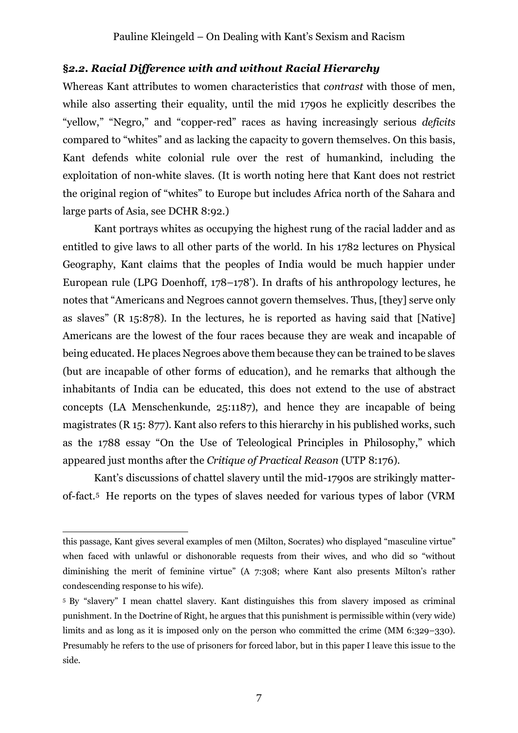### §2.2. *Racial Difference with and without Racial Hierarchy*

Whereas Kant attributes to women characteristics that *contrast* with those of men, while also asserting their equality, until the mid 1790s he explicitly describes the "yellow," "Negro," and "copper-red" races as having increasingly serious *deficits* compared to "whites" and as lacking the capacity to govern themselves. On this basis, Kant defends white colonial rule over the rest of humankind, including the exploitation of non-white slaves. (It is worth noting here that Kant does not restrict the original region of "whites" to Europe but includes Africa north of the Sahara and large parts of Asia, see DCHR 8:92.)

Kant portrays whites as occupying the highest rung of the racial ladder and as entitled to give laws to all other parts of the world. In his 1782 lectures on Physical Geography, Kant claims that the peoples of India would be much happier under European rule (LPG Doenhoff, 178–178'). In drafts of his anthropology lectures, he notes that "Americans and Negroes cannot govern themselves. Thus, [they] serve only as slaves" (R 15:878). In the lectures, he is reported as having said that [Native] Americans are the lowest of the four races because they are weak and incapable of being educated. He places Negroes above them because they can be trained to be slaves (but are incapable of other forms of education), and he remarks that although the inhabitants of India can be educated, this does not extend to the use of abstract concepts (LA Menschenkunde, 25:1187), and hence they are incapable of being magistrates (R 15: 877). Kant also refers to this hierarchy in his published works, such as the 1788 essay "On the Use of Teleological Principles in Philosophy," which appeared just months after the *Critique of Practical Reason* (UTP 8:176).

Kant's discussions of chattel slavery until the mid-1790s are strikingly matter-of-fact.[5] He reports on the types of slaves needed for various types of labor (VRM

---

this passage, Kant gives several examples of men (Milton, Socrates) who displayed "masculine virtue" when faced with unlawful or dishonorable requests from their wives, and who did so "without diminishing the merit of feminine virtue" (A 7:308; where Kant also presents Milton's rather condescending response to his wife).

[5] By "slavery" I mean chattel slavery. Kant distinguishes this from slavery imposed as criminal punishment. In the Doctrine of Right, he argues that this punishment is permissible within (very wide) limits and as long as it is imposed only on the person who committed the crime (MM 6:329–330). Presumably he refers to the use of prisoners for forced labor, but in this paper I leave this issue to the side.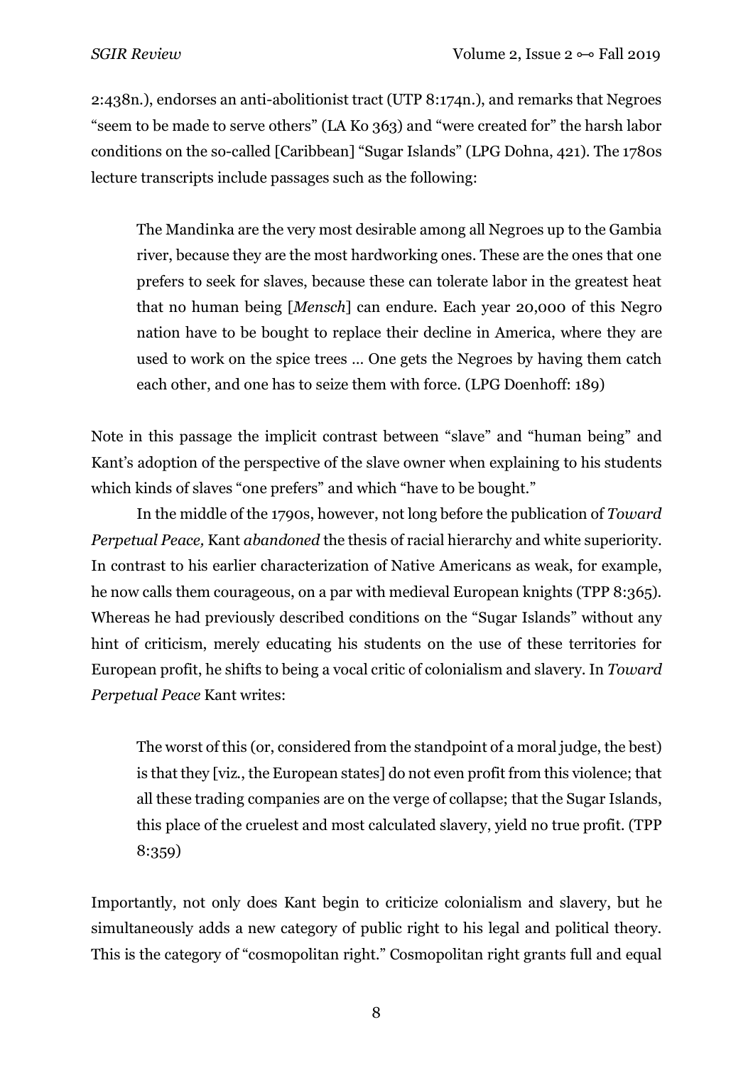2:438n.), endorses an anti-abolitionist tract (UTP 8:174n.), and remarks that Negroes "seem to be made to serve others" (LA Ko 363) and "were created for" the harsh labor conditions on the so-called [Caribbean] "Sugar Islands" (LPG Dohna, 421). The 1780s lecture transcripts include passages such as the following:

> The Mandinka are the very most desirable among all Negroes up to the Gambia river, because they are the most hardworking ones. These are the ones that one prefers to seek for slaves, because these can tolerate labor in the greatest heat that no human being [*Mensch*] can endure. Each year 20,000 of this Negro nation have to be bought to replace their decline in America, where they are used to work on the spice trees … One gets the Negroes by having them catch each other, and one has to seize them with force. (LPG Doenhoff: 189)

Note in this passage the implicit contrast between "slave" and "human being" and Kant's adoption of the perspective of the slave owner when explaining to his students which kinds of slaves "one prefers" and which "have to be bought."

In the middle of the 1790s, however, not long before the publication of *Toward Perpetual Peace,* Kant *abandoned* the thesis of racial hierarchy and white superiority. In contrast to his earlier characterization of Native Americans as weak, for example, he now calls them courageous, on a par with medieval European knights (TPP 8:365). Whereas he had previously described conditions on the "Sugar Islands" without any hint of criticism, merely educating his students on the use of these territories for European profit, he shifts to being a vocal critic of colonialism and slavery. In *Toward Perpetual Peace* Kant writes:

> The worst of this (or, considered from the standpoint of a moral judge, the best) is that they [viz., the European states] do not even profit from this violence; that all these trading companies are on the verge of collapse; that the Sugar Islands, this place of the cruelest and most calculated slavery, yield no true profit. (TPP 8:359)

Importantly, not only does Kant begin to criticize colonialism and slavery, but he simultaneously adds a new category of public right to his legal and political theory. This is the category of "cosmopolitan right." Cosmopolitan right grants full and equal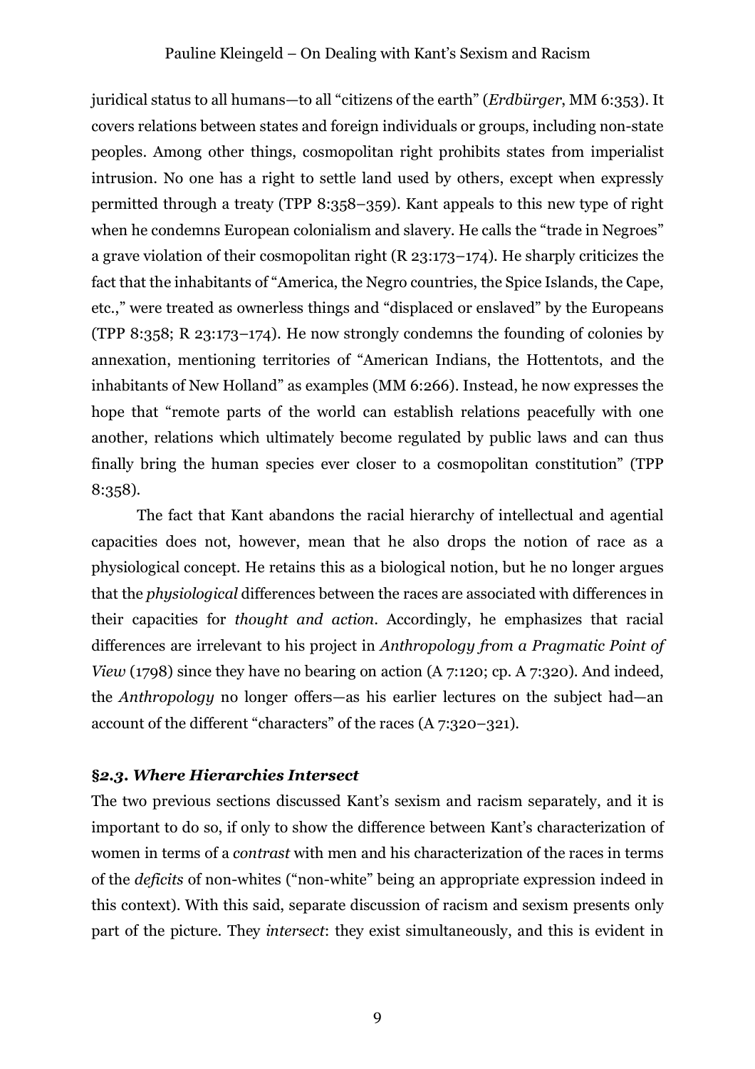juridical status to all humans—to all "citizens of the earth" (*Erdbürger*, MM 6:353). It covers relations between states and foreign individuals or groups, including non-state peoples. Among other things, cosmopolitan right prohibits states from imperialist intrusion. No one has a right to settle land used by others, except when expressly permitted through a treaty (TPP 8:358–359). Kant appeals to this new type of right when he condemns European colonialism and slavery. He calls the "trade in Negroes" a grave violation of their cosmopolitan right (R 23:173–174). He sharply criticizes the fact that the inhabitants of "America, the Negro countries, the Spice Islands, the Cape, etc.," were treated as ownerless things and "displaced or enslaved" by the Europeans (TPP 8:358; R 23:173–174). He now strongly condemns the founding of colonies by annexation, mentioning territories of "American Indians, the Hottentots, and the inhabitants of New Holland" as examples (MM 6:266). Instead, he now expresses the hope that "remote parts of the world can establish relations peacefully with one another, relations which ultimately become regulated by public laws and can thus finally bring the human species ever closer to a cosmopolitan constitution" (TPP 8:358).

The fact that Kant abandons the racial hierarchy of intellectual and agential capacities does not, however, mean that he also drops the notion of race as a physiological concept. He retains this as a biological notion, but he no longer argues that the *physiological* differences between the races are associated with differences in their capacities for *thought and action*. Accordingly, he emphasizes that racial differences are irrelevant to his project in *Anthropology from a Pragmatic Point of View* (1798) since they have no bearing on action (A 7:120; cp. A 7:320). And indeed, the *Anthropology* no longer offers—as his earlier lectures on the subject had—an account of the different "characters" of the races (A 7:320–321).

### §2.3. *Where Hierarchies Intersect*

The two previous sections discussed Kant's sexism and racism separately, and it is important to do so, if only to show the difference between Kant's characterization of women in terms of a *contrast* with men and his characterization of the races in terms of the *deficits* of non-whites ("non-white" being an appropriate expression indeed in this context). With this said, separate discussion of racism and sexism presents only part of the picture. They *intersect*: they exist simultaneously, and this is evident in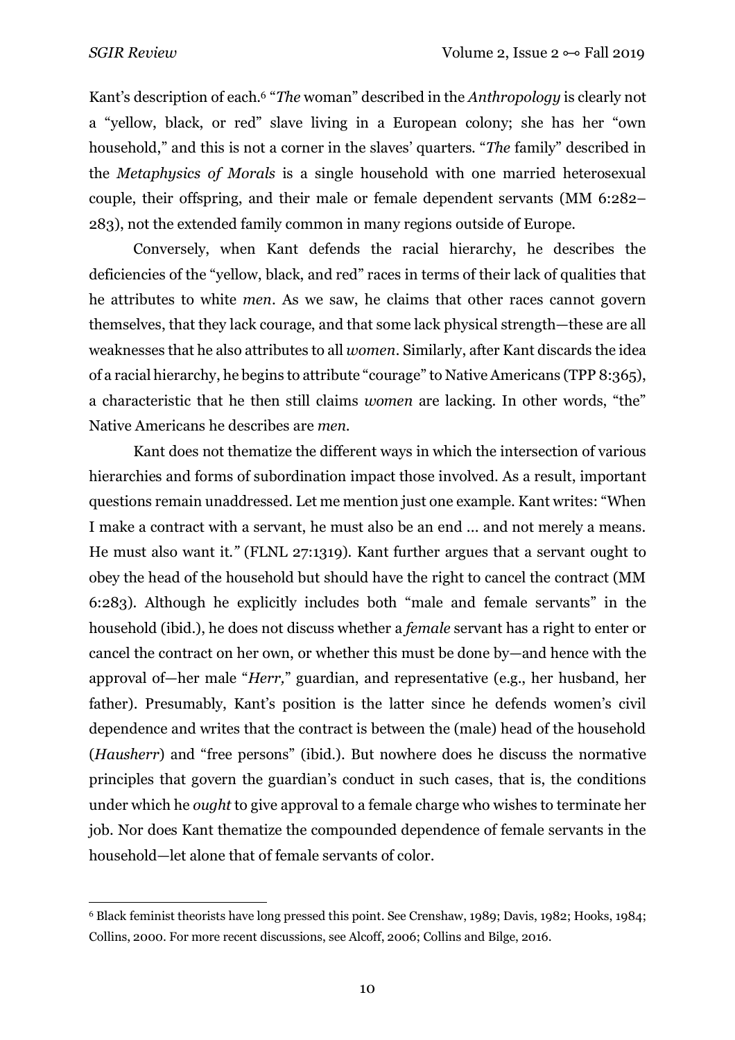Kant's description of each.[6] "*The* woman" described in the *Anthropology* is clearly not a "yellow, black, or red" slave living in a European colony; she has her "own household," and this is not a corner in the slaves' quarters. "*The* family" described in the *Metaphysics of Morals* is a single household with one married heterosexual couple, their offspring, and their male or female dependent servants (MM 6:282–283), not the extended family common in many regions outside of Europe.

Conversely, when Kant defends the racial hierarchy, he describes the deficiencies of the "yellow, black, and red" races in terms of their lack of qualities that he attributes to white *men*. As we saw, he claims that other races cannot govern themselves, that they lack courage, and that some lack physical strength—these are all weaknesses that he also attributes to all *women*. Similarly, after Kant discards the idea of a racial hierarchy, he begins to attribute "courage" to Native Americans (TPP 8:365), a characteristic that he then still claims *women* are lacking. In other words, "the" Native Americans he describes are *men*.

Kant does not thematize the different ways in which the intersection of various hierarchies and forms of subordination impact those involved. As a result, important questions remain unaddressed. Let me mention just one example. Kant writes: "When I make a contract with a servant, he must also be an end ... and not merely a means. He must also want it." (FLNL 27:1319). Kant further argues that a servant ought to obey the head of the household but should have the right to cancel the contract (MM 6:283). Although he explicitly includes both "male and female servants" in the household (ibid.), he does not discuss whether a *female* servant has a right to enter or cancel the contract on her own, or whether this must be done by—and hence with the approval of—her male "*Herr*," guardian, and representative (e.g., her husband, her father). Presumably, Kant's position is the latter since he defends women's civil dependence and writes that the contract is between the (male) head of the household (*Hausherr*) and "free persons" (ibid.). But nowhere does he discuss the normative principles that govern the guardian's conduct in such cases, that is, the conditions under which he *ought* to give approval to a female charge who wishes to terminate her job. Nor does Kant thematize the compounded dependence of female servants in the household—let alone that of female servants of color.

---

[6] Black feminist theorists have long pressed this point. See Crenshaw, 1989; Davis, 1982; Hooks, 1984; Collins, 2000. For more recent discussions, see Alcoff, 2006; Collins and Bilge, 2016.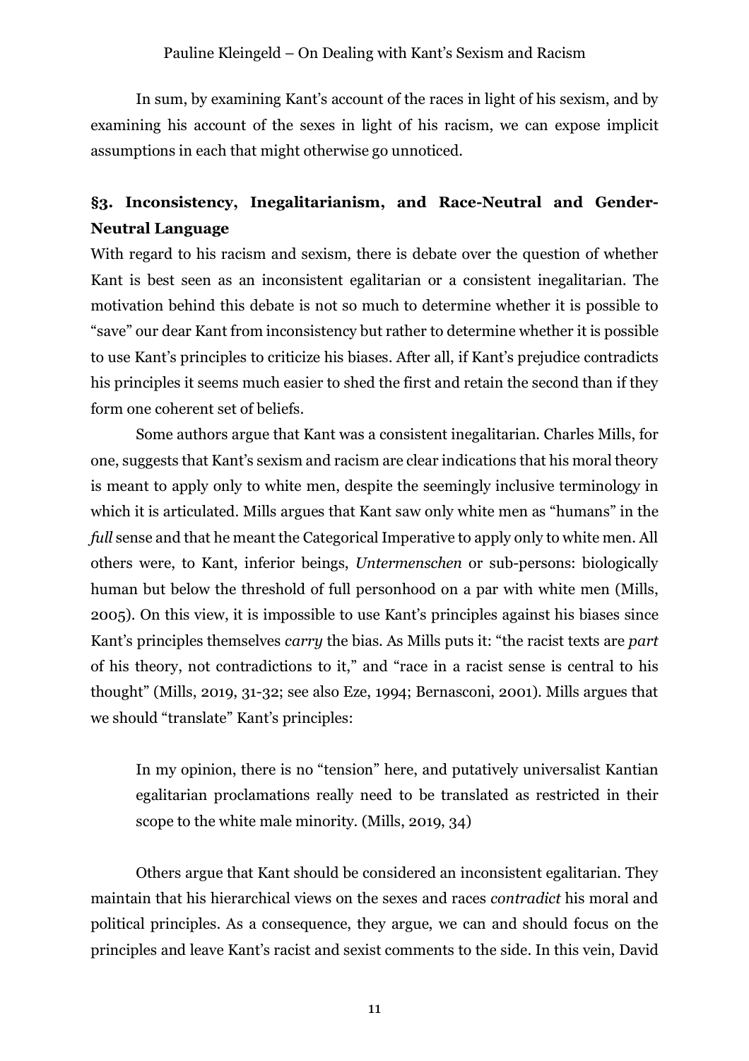In sum, by examining Kant's account of the races in light of his sexism, and by examining his account of the sexes in light of his racism, we can expose implicit assumptions in each that might otherwise go unnoticed.

## §3. Inconsistency, Inegalitarianism, and Race-Neutral and Gender-Neutral Language

With regard to his racism and sexism, there is debate over the question of whether Kant is best seen as an inconsistent egalitarian or a consistent inegalitarian. The motivation behind this debate is not so much to determine whether it is possible to "save" our dear Kant from inconsistency but rather to determine whether it is possible to use Kant's principles to criticize his biases. After all, if Kant's prejudice contradicts his principles it seems much easier to shed the first and retain the second than if they form one coherent set of beliefs.

Some authors argue that Kant was a consistent inegalitarian. Charles Mills, for one, suggests that Kant's sexism and racism are clear indications that his moral theory is meant to apply only to white men, despite the seemingly inclusive terminology in which it is articulated. Mills argues that Kant saw only white men as "humans" in the *full* sense and that he meant the Categorical Imperative to apply only to white men. All others were, to Kant, inferior beings, *Untermenschen* or sub-persons: biologically human but below the threshold of full personhood on a par with white men (Mills, 2005). On this view, it is impossible to use Kant's principles against his biases since Kant's principles themselves *carry* the bias. As Mills puts it: "the racist texts are *part* of his theory, not contradictions to it," and "race in a racist sense is central to his thought" (Mills, 2019, 31-32; see also Eze, 1994; Bernasconi, 2001). Mills argues that we should "translate" Kant's principles:

> In my opinion, there is no "tension" here, and putatively universalist Kantian egalitarian proclamations really need to be translated as restricted in their scope to the white male minority. (Mills, 2019, 34)

Others argue that Kant should be considered an inconsistent egalitarian. They maintain that his hierarchical views on the sexes and races *contradict* his moral and political principles. As a consequence, they argue, we can and should focus on the principles and leave Kant's racist and sexist comments to the side. In this vein, David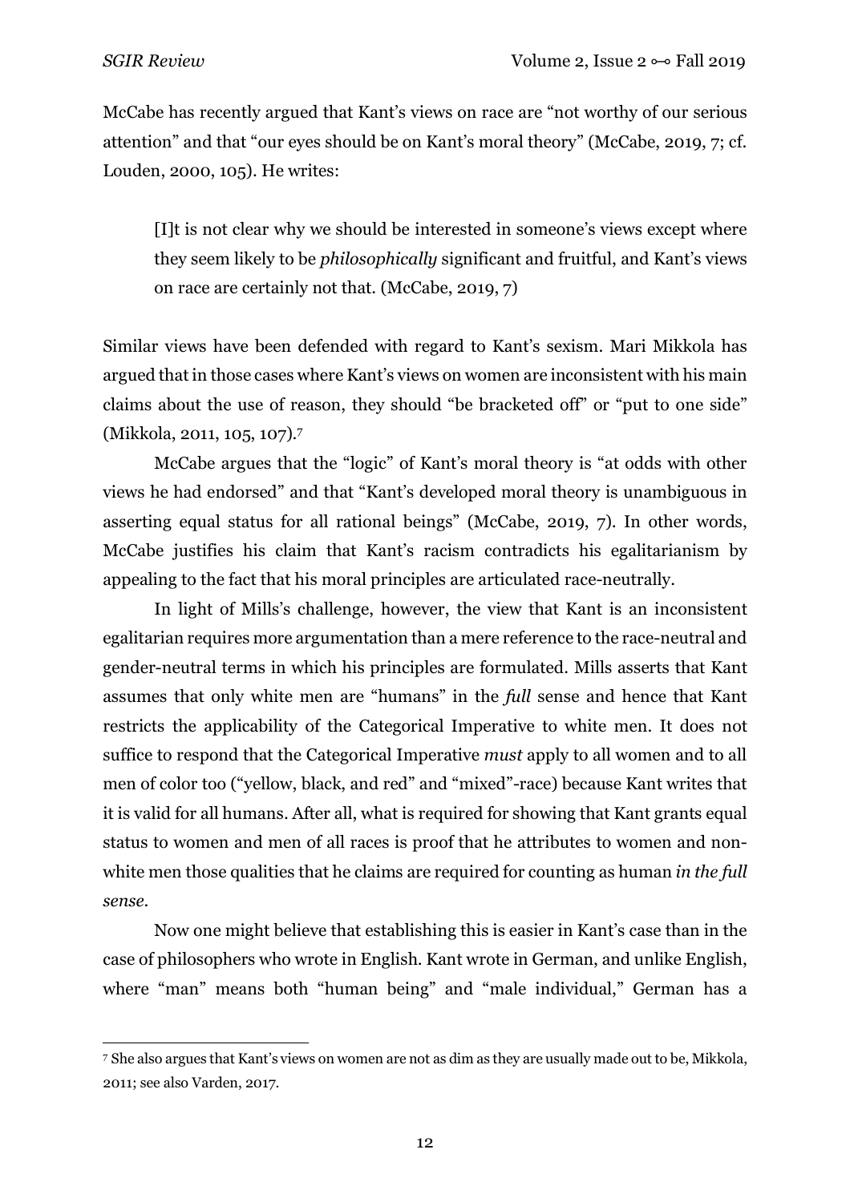McCabe has recently argued that Kant's views on race are "not worthy of our serious attention" and that "our eyes should be on Kant's moral theory" (McCabe, 2019, 7; cf. Louden, 2000, 105). He writes:

> [I]t is not clear why we should be interested in someone's views except where they seem likely to be *philosophically* significant and fruitful, and Kant's views on race are certainly not that. (McCabe, 2019, 7)

Similar views have been defended with regard to Kant's sexism. Mari Mikkola has argued that in those cases where Kant's views on women are inconsistent with his main claims about the use of reason, they should "be bracketed off" or "put to one side" (Mikkola, 2011, 105, 107).[7]

McCabe argues that the "logic" of Kant's moral theory is "at odds with other views he had endorsed" and that "Kant's developed moral theory is unambiguous in asserting equal status for all rational beings" (McCabe, 2019, 7). In other words, McCabe justifies his claim that Kant's racism contradicts his egalitarianism by appealing to the fact that his moral principles are articulated race-neutrally.

In light of Mills's challenge, however, the view that Kant is an inconsistent egalitarian requires more argumentation than a mere reference to the race-neutral and gender-neutral terms in which his principles are formulated. Mills asserts that Kant assumes that only white men are "humans" in the *full* sense and hence that Kant restricts the applicability of the Categorical Imperative to white men. It does not suffice to respond that the Categorical Imperative *must* apply to all women and to all men of color too ("yellow, black, and red" and "mixed"-race) because Kant writes that it is valid for all humans. After all, what is required for showing that Kant grants equal status to women and men of all races is proof that he attributes to women and non-white men those qualities that he claims are required for counting as human *in the full sense*.

Now one might believe that establishing this is easier in Kant's case than in the case of philosophers who wrote in English. Kant wrote in German, and unlike English, where "man" means both "human being" and "male individual," German has a

---

[7] She also argues that Kant's views on women are not as dim as they are usually made out to be, Mikkola, 2011; see also Varden, 2017.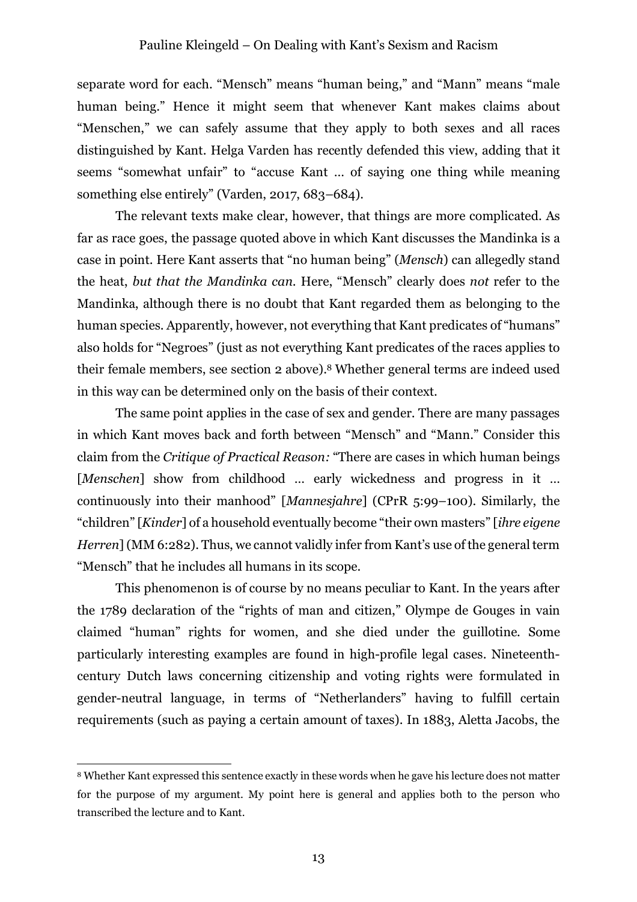separate word for each. "Mensch" means "human being," and "Mann" means "male human being." Hence it might seem that whenever Kant makes claims about "Menschen," we can safely assume that they apply to both sexes and all races distinguished by Kant. Helga Varden has recently defended this view, adding that it seems "somewhat unfair" to "accuse Kant … of saying one thing while meaning something else entirely" (Varden, 2017, 683–684).

The relevant texts make clear, however, that things are more complicated. As far as race goes, the passage quoted above in which Kant discusses the Mandinka is a case in point. Here Kant asserts that "no human being" (*Mensch*) can allegedly stand the heat, *but that the Mandinka can.* Here, "Mensch" clearly does *not* refer to the Mandinka, although there is no doubt that Kant regarded them as belonging to the human species. Apparently, however, not everything that Kant predicates of "humans" also holds for "Negroes" (just as not everything Kant predicates of the races applies to their female members, see section 2 above).[8] Whether general terms are indeed used in this way can be determined only on the basis of their context.

The same point applies in the case of sex and gender. There are many passages in which Kant moves back and forth between "Mensch" and "Mann." Consider this claim from the *Critique of Practical Reason:* "There are cases in which human beings [*Menschen*] show from childhood … early wickedness and progress in it … continuously into their manhood" [*Mannesjahre*] (CPrR 5:99–100). Similarly, the "children" [*Kinder*] of a household eventually become "their own masters" [*ihre eigene Herren*] (MM 6:282). Thus, we cannot validly infer from Kant's use of the general term "Mensch" that he includes all humans in its scope.

This phenomenon is of course by no means peculiar to Kant. In the years after the 1789 declaration of the "rights of man and citizen," Olympe de Gouges in vain claimed "human" rights for women, and she died under the guillotine. Some particularly interesting examples are found in high-profile legal cases. Nineteenth-century Dutch laws concerning citizenship and voting rights were formulated in gender-neutral language, in terms of "Netherlanders" having to fulfill certain requirements (such as paying a certain amount of taxes). In 1883, Aletta Jacobs, the

[8] Whether Kant expressed this sentence exactly in these words when he gave his lecture does not matter for the purpose of my argument. My point here is general and applies both to the person who transcribed the lecture and to Kant.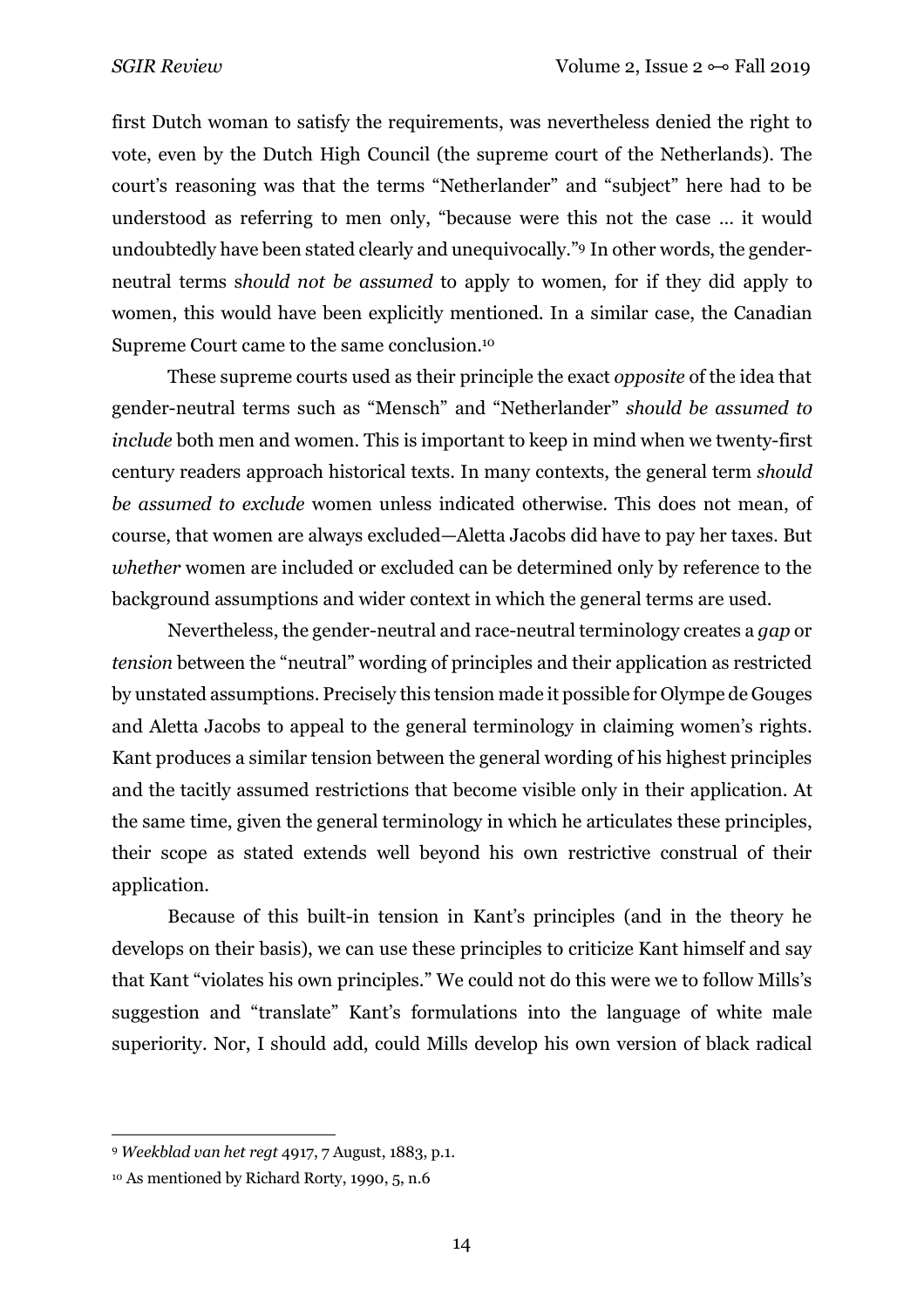first Dutch woman to satisfy the requirements, was nevertheless denied the right to vote, even by the Dutch High Council (the supreme court of the Netherlands). The court's reasoning was that the terms "Netherlander" and "subject" here had to be understood as referring to men only, "because were this not the case … it would undoubtedly have been stated clearly and unequivocally."[9] In other words, the gender-neutral terms s*hould not be assumed* to apply to women, for if they did apply to women, this would have been explicitly mentioned. In a similar case, the Canadian Supreme Court came to the same conclusion.[10]

These supreme courts used as their principle the exact *opposite* of the idea that gender-neutral terms such as "Mensch" and "Netherlander" *should be assumed to include* both men and women. This is important to keep in mind when we twenty-first century readers approach historical texts. In many contexts, the general term *should be assumed to exclude* women unless indicated otherwise. This does not mean, of course, that women are always excluded—Aletta Jacobs did have to pay her taxes. But *whether* women are included or excluded can be determined only by reference to the background assumptions and wider context in which the general terms are used.

Nevertheless, the gender-neutral and race-neutral terminology creates a *gap* or *tension* between the "neutral" wording of principles and their application as restricted by unstated assumptions. Precisely this tension made it possible for Olympe de Gouges and Aletta Jacobs to appeal to the general terminology in claiming women's rights. Kant produces a similar tension between the general wording of his highest principles and the tacitly assumed restrictions that become visible only in their application. At the same time, given the general terminology in which he articulates these principles, their scope as stated extends well beyond his own restrictive construal of their application.

Because of this built-in tension in Kant's principles (and in the theory he develops on their basis), we can use these principles to criticize Kant himself and say that Kant "violates his own principles." We could not do this were we to follow Mills's suggestion and "translate" Kant's formulations into the language of white male superiority. Nor, I should add, could Mills develop his own version of black radical

---

[9] *Weekblad van het regt* 4917, 7 August, 1883, p.1.

[10] As mentioned by Richard Rorty, 1990, 5, n.6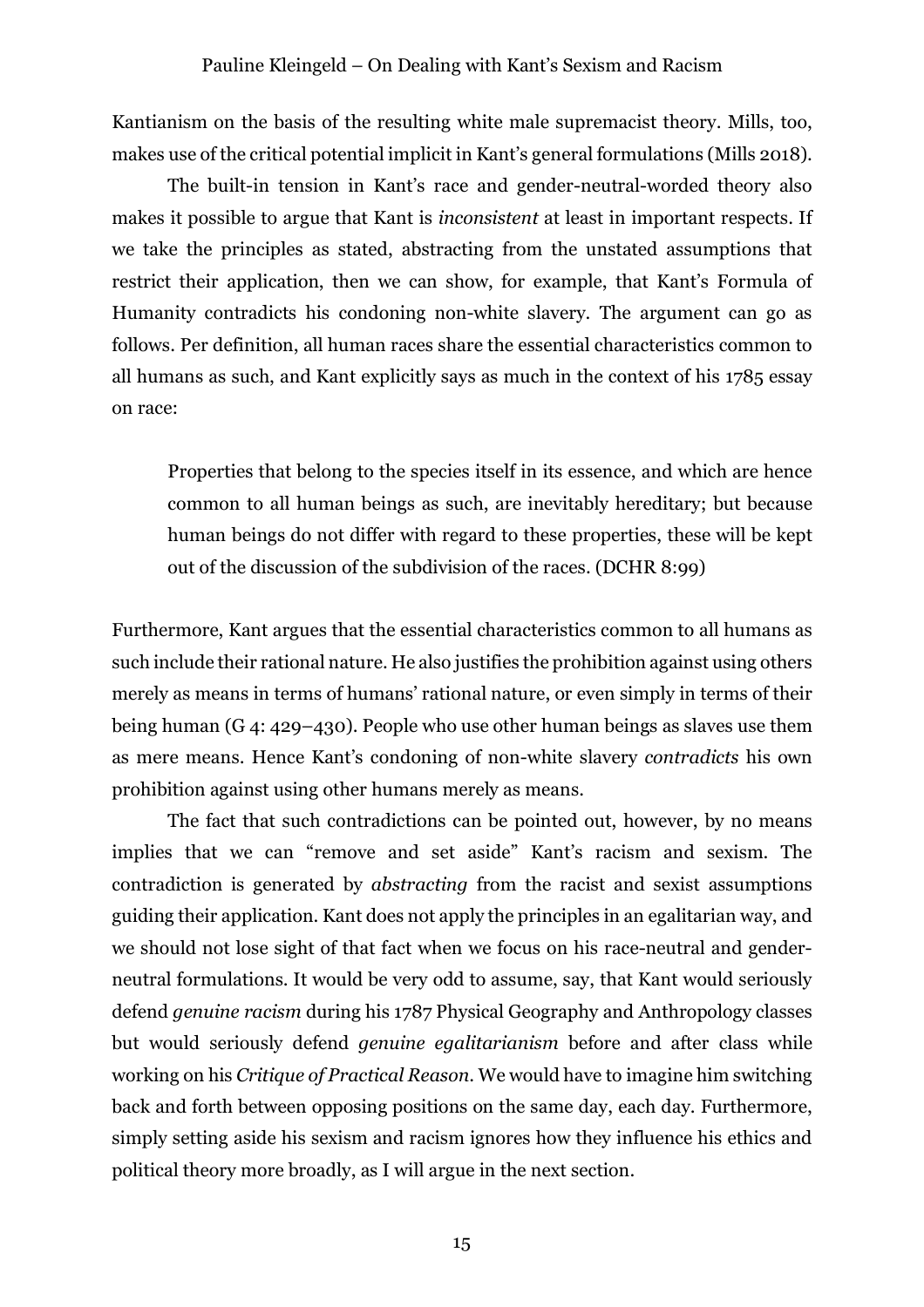Kantianism on the basis of the resulting white male supremacist theory. Mills, too, makes use of the critical potential implicit in Kant's general formulations (Mills 2018).

The built-in tension in Kant's race and gender-neutral-worded theory also makes it possible to argue that Kant is *inconsistent* at least in important respects. If we take the principles as stated, abstracting from the unstated assumptions that restrict their application, then we can show, for example, that Kant's Formula of Humanity contradicts his condoning non-white slavery. The argument can go as follows. Per definition, all human races share the essential characteristics common to all humans as such, and Kant explicitly says as much in the context of his 1785 essay on race:

> Properties that belong to the species itself in its essence, and which are hence common to all human beings as such, are inevitably hereditary; but because human beings do not differ with regard to these properties, these will be kept out of the discussion of the subdivision of the races. (DCHR 8:99)

Furthermore, Kant argues that the essential characteristics common to all humans as such include their rational nature. He also justifies the prohibition against using others merely as means in terms of humans' rational nature, or even simply in terms of their being human (G 4: 429–430). People who use other human beings as slaves use them as mere means. Hence Kant's condoning of non-white slavery *contradicts* his own prohibition against using other humans merely as means.

The fact that such contradictions can be pointed out, however, by no means implies that we can "remove and set aside" Kant's racism and sexism. The contradiction is generated by *abstracting* from the racist and sexist assumptions guiding their application. Kant does not apply the principles in an egalitarian way, and we should not lose sight of that fact when we focus on his race-neutral and gender-neutral formulations. It would be very odd to assume, say, that Kant would seriously defend *genuine racism* during his 1787 Physical Geography and Anthropology classes but would seriously defend *genuine egalitarianism* before and after class while working on his *Critique of Practical Reason*. We would have to imagine him switching back and forth between opposing positions on the same day, each day. Furthermore, simply setting aside his sexism and racism ignores how they influence his ethics and political theory more broadly, as I will argue in the next section.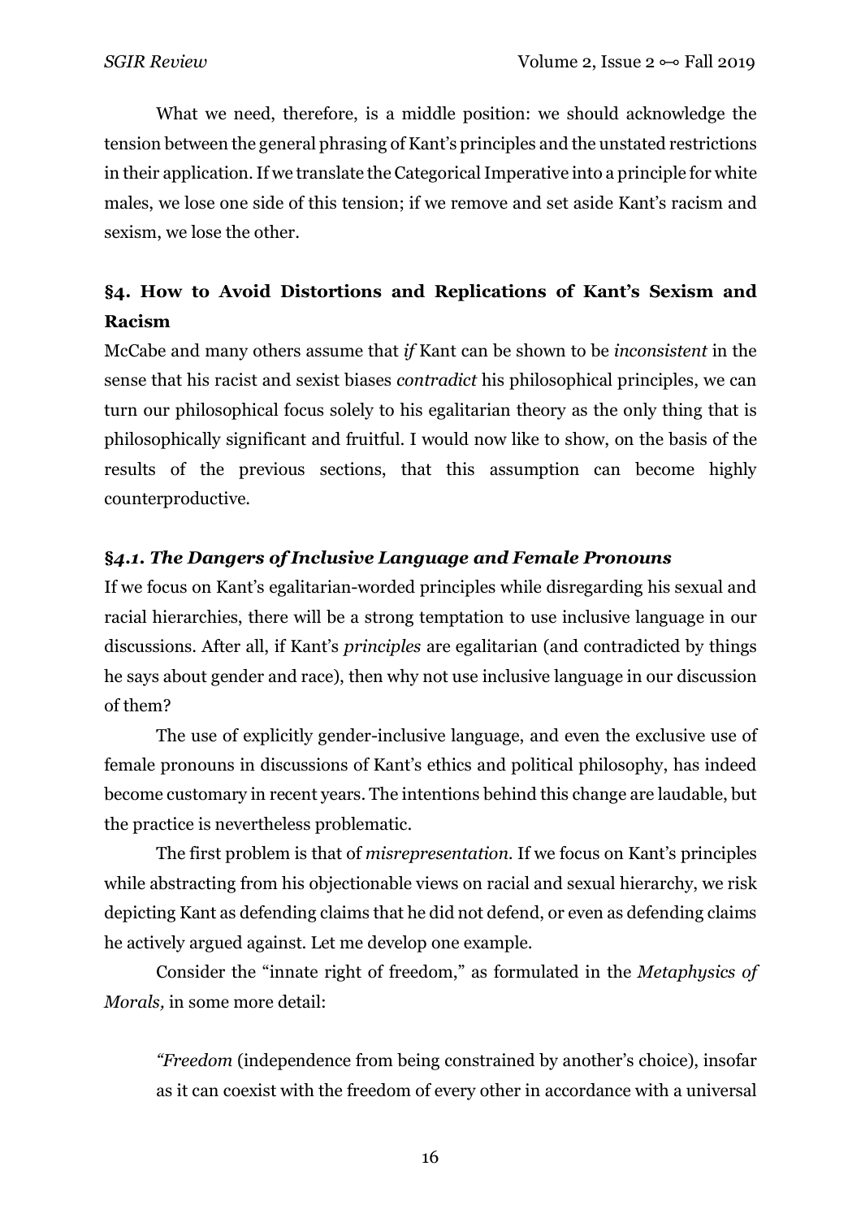What we need, therefore, is a middle position: we should acknowledge the tension between the general phrasing of Kant's principles and the unstated restrictions in their application. If we translate the Categorical Imperative into a principle for white males, we lose one side of this tension; if we remove and set aside Kant's racism and sexism, we lose the other.

## §4. How to Avoid Distortions and Replications of Kant's Sexism and Racism

McCabe and many others assume that *if* Kant can be shown to be *inconsistent* in the sense that his racist and sexist biases *contradict* his philosophical principles, we can turn our philosophical focus solely to his egalitarian theory as the only thing that is philosophically significant and fruitful. I would now like to show, on the basis of the results of the previous sections, that this assumption can become highly counterproductive.

### §4.1. *The Dangers of Inclusive Language and Female Pronouns*

If we focus on Kant's egalitarian-worded principles while disregarding his sexual and racial hierarchies, there will be a strong temptation to use inclusive language in our discussions. After all, if Kant's *principles* are egalitarian (and contradicted by things he says about gender and race), then why not use inclusive language in our discussion of them?

The use of explicitly gender-inclusive language, and even the exclusive use of female pronouns in discussions of Kant's ethics and political philosophy, has indeed become customary in recent years. The intentions behind this change are laudable, but the practice is nevertheless problematic.

The first problem is that of *misrepresentation*. If we focus on Kant's principles while abstracting from his objectionable views on racial and sexual hierarchy, we risk depicting Kant as defending claims that he did not defend, or even as defending claims he actively argued against. Let me develop one example.

Consider the "innate right of freedom," as formulated in the *Metaphysics of Morals,* in some more detail:

> "*Freedom* (independence from being constrained by another's choice), insofar as it can coexist with the freedom of every other in accordance with a universal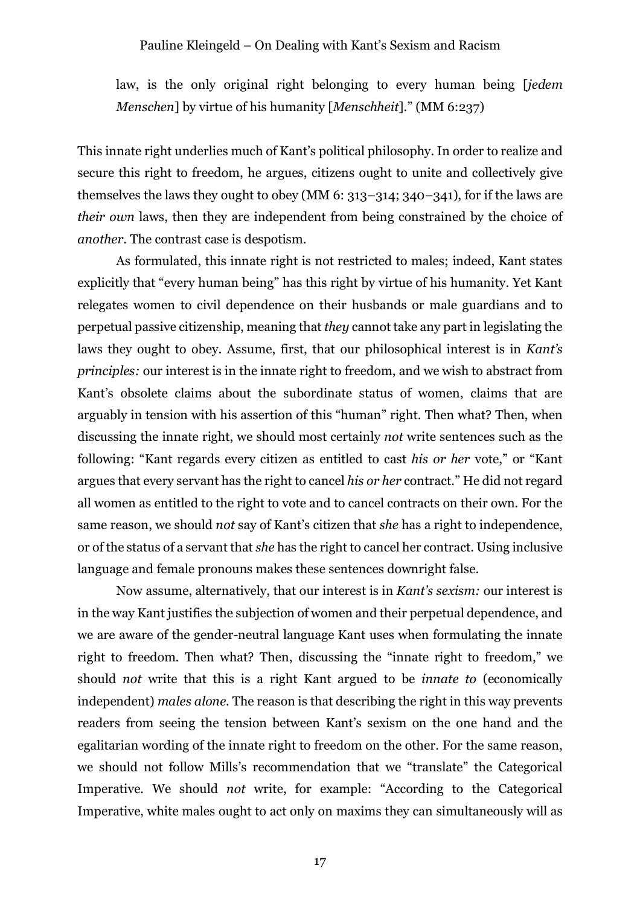law, is the only original right belonging to every human being [*jedem Menschen*] by virtue of his humanity [*Menschheit*]." (MM 6:237)

This innate right underlies much of Kant's political philosophy. In order to realize and secure this right to freedom, he argues, citizens ought to unite and collectively give themselves the laws they ought to obey (MM 6: 313–314; 340–341), for if the laws are *their own* laws, then they are independent from being constrained by the choice of *another*. The contrast case is despotism.

As formulated, this innate right is not restricted to males; indeed, Kant states explicitly that "every human being" has this right by virtue of his humanity. Yet Kant relegates women to civil dependence on their husbands or male guardians and to perpetual passive citizenship, meaning that *they* cannot take any part in legislating the laws they ought to obey. Assume, first, that our philosophical interest is in *Kant's principles:* our interest is in the innate right to freedom, and we wish to abstract from Kant's obsolete claims about the subordinate status of women, claims that are arguably in tension with his assertion of this "human" right. Then what? Then, when discussing the innate right, we should most certainly *not* write sentences such as the following: "Kant regards every citizen as entitled to cast *his or her* vote," or "Kant argues that every servant has the right to cancel *his or her* contract." He did not regard all women as entitled to the right to vote and to cancel contracts on their own. For the same reason, we should *not* say of Kant's citizen that *she* has a right to independence, or of the status of a servant that *she* has the right to cancel her contract. Using inclusive language and female pronouns makes these sentences downright false.

Now assume, alternatively, that our interest is in *Kant's sexism:* our interest is in the way Kant justifies the subjection of women and their perpetual dependence, and we are aware of the gender-neutral language Kant uses when formulating the innate right to freedom. Then what? Then, discussing the "innate right to freedom," we should *not* write that this is a right Kant argued to be *innate to* (economically independent) *males alone*. The reason is that describing the right in this way prevents readers from seeing the tension between Kant's sexism on the one hand and the egalitarian wording of the innate right to freedom on the other. For the same reason, we should not follow Mills's recommendation that we "translate" the Categorical Imperative. We should *not* write, for example: "According to the Categorical Imperative, white males ought to act only on maxims they can simultaneously will as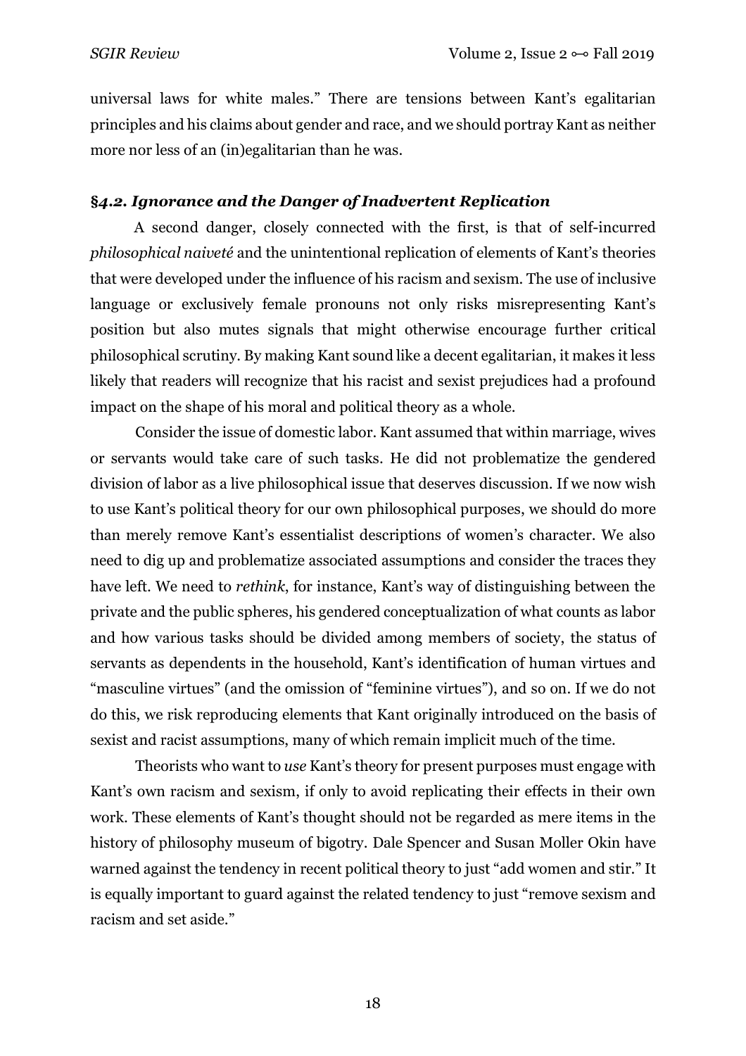universal laws for white males." There are tensions between Kant's egalitarian principles and his claims about gender and race, and we should portray Kant as neither more nor less of an (in)egalitarian than he was.

### §*4.2. Ignorance and the Danger of Inadvertent Replication*

A second danger, closely connected with the first, is that of self-incurred *philosophical naiveté* and the unintentional replication of elements of Kant's theories that were developed under the influence of his racism and sexism. The use of inclusive language or exclusively female pronouns not only risks misrepresenting Kant's position but also mutes signals that might otherwise encourage further critical philosophical scrutiny. By making Kant sound like a decent egalitarian, it makes it less likely that readers will recognize that his racist and sexist prejudices had a profound impact on the shape of his moral and political theory as a whole.

Consider the issue of domestic labor. Kant assumed that within marriage, wives or servants would take care of such tasks. He did not problematize the gendered division of labor as a live philosophical issue that deserves discussion. If we now wish to use Kant's political theory for our own philosophical purposes, we should do more than merely remove Kant's essentialist descriptions of women's character. We also need to dig up and problematize associated assumptions and consider the traces they have left. We need to *rethink*, for instance, Kant's way of distinguishing between the private and the public spheres, his gendered conceptualization of what counts as labor and how various tasks should be divided among members of society, the status of servants as dependents in the household, Kant's identification of human virtues and "masculine virtues" (and the omission of "feminine virtues"), and so on. If we do not do this, we risk reproducing elements that Kant originally introduced on the basis of sexist and racist assumptions, many of which remain implicit much of the time.

Theorists who want to *use* Kant's theory for present purposes must engage with Kant's own racism and sexism, if only to avoid replicating their effects in their own work. These elements of Kant's thought should not be regarded as mere items in the history of philosophy museum of bigotry. Dale Spencer and Susan Moller Okin have warned against the tendency in recent political theory to just "add women and stir." It is equally important to guard against the related tendency to just "remove sexism and racism and set aside."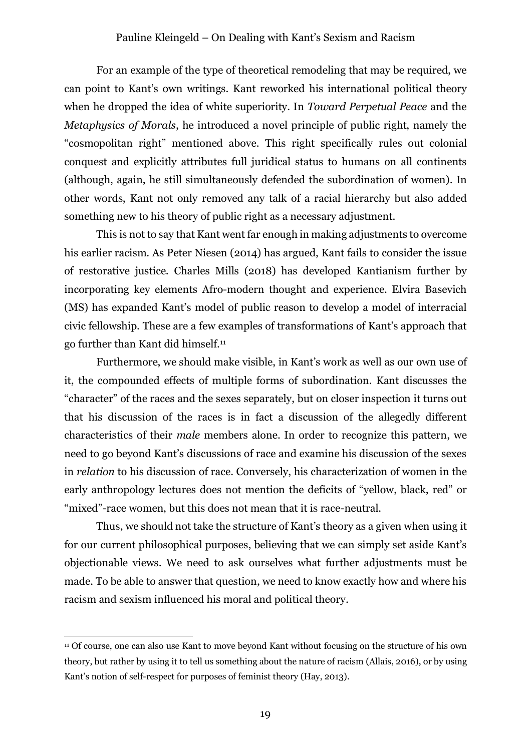For an example of the type of theoretical remodeling that may be required, we can point to Kant's own writings. Kant reworked his international political theory when he dropped the idea of white superiority. In *Toward Perpetual Peace* and the *Metaphysics of Morals*, he introduced a novel principle of public right, namely the "cosmopolitan right" mentioned above. This right specifically rules out colonial conquest and explicitly attributes full juridical status to humans on all continents (although, again, he still simultaneously defended the subordination of women). In other words, Kant not only removed any talk of a racial hierarchy but also added something new to his theory of public right as a necessary adjustment.

This is not to say that Kant went far enough in making adjustments to overcome his earlier racism. As Peter Niesen (2014) has argued, Kant fails to consider the issue of restorative justice. Charles Mills (2018) has developed Kantianism further by incorporating key elements Afro-modern thought and experience. Elvira Basevich (MS) has expanded Kant's model of public reason to develop a model of interracial civic fellowship. These are a few examples of transformations of Kant's approach that go further than Kant did himself.[11]

Furthermore, we should make visible, in Kant's work as well as our own use of it, the compounded effects of multiple forms of subordination. Kant discusses the "character" of the races and the sexes separately, but on closer inspection it turns out that his discussion of the races is in fact a discussion of the allegedly different characteristics of their *male* members alone. In order to recognize this pattern, we need to go beyond Kant's discussions of race and examine his discussion of the sexes in *relation* to his discussion of race. Conversely, his characterization of women in the early anthropology lectures does not mention the deficits of "yellow, black, red" or "mixed"-race women, but this does not mean that it is race-neutral.

Thus, we should not take the structure of Kant's theory as a given when using it for our current philosophical purposes, believing that we can simply set aside Kant's objectionable views. We need to ask ourselves what further adjustments must be made. To be able to answer that question, we need to know exactly how and where his racism and sexism influenced his moral and political theory.

---

[11] Of course, one can also use Kant to move beyond Kant without focusing on the structure of his own theory, but rather by using it to tell us something about the nature of racism (Allais, 2016), or by using Kant's notion of self-respect for purposes of feminist theory (Hay, 2013).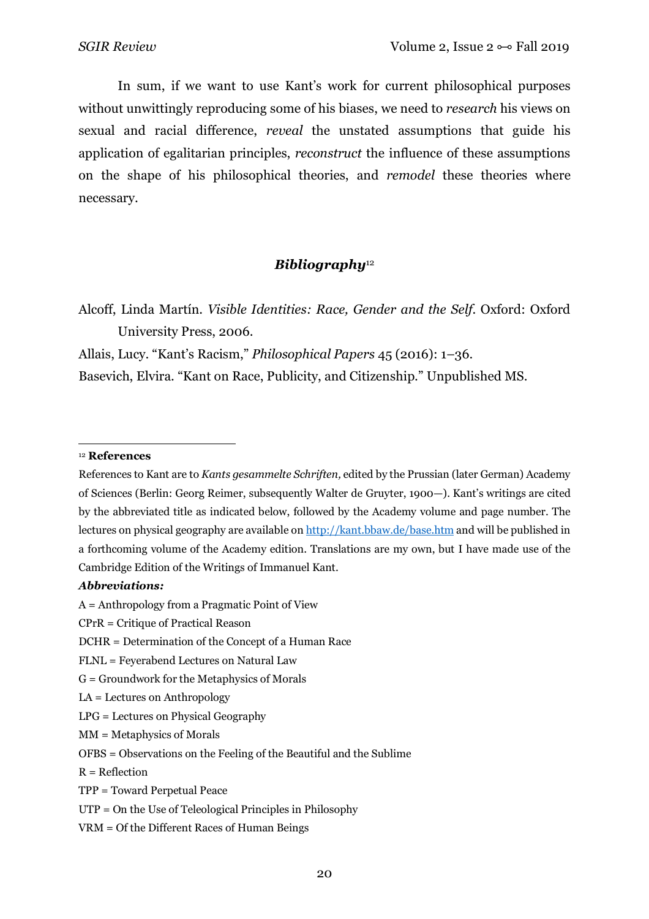In sum, if we want to use Kant's work for current philosophical purposes without unwittingly reproducing some of his biases, we need to *research* his views on sexual and racial difference, *reveal* the unstated assumptions that guide his application of egalitarian principles, *reconstruct* the influence of these assumptions on the shape of his philosophical theories, and *remodel* these theories where necessary.

## ***Bibliography***[12]

Alcoff, Linda Martín. *Visible Identities: Race, Gender and the Self*. Oxford: Oxford University Press, 2006.

Allais, Lucy. "Kant's Racism," *Philosophical Papers* 45 (2016): 1–36.

Basevich, Elvira. "Kant on Race, Publicity, and Citizenship." Unpublished MS.

---

[12] **References**

References to Kant are to *Kants gesammelte Schriften,* edited by the Prussian (later German) Academy of Sciences (Berlin: Georg Reimer, subsequently Walter de Gruyter, 1900—). Kant's writings are cited by the abbreviated title as indicated below, followed by the Academy volume and page number. The lectures on physical geography are available on http://kant.bbaw.de/base.htm and will be published in a forthcoming volume of the Academy edition. Translations are my own, but I have made use of the Cambridge Edition of the Writings of Immanuel Kant.

***Abbreviations:***

A = Anthropology from a Pragmatic Point of View

CPrR = Critique of Practical Reason

DCHR = Determination of the Concept of a Human Race

FLNL = Feyerabend Lectures on Natural Law

G = Groundwork for the Metaphysics of Morals

LA = Lectures on Anthropology

LPG = Lectures on Physical Geography

MM = Metaphysics of Morals

OFBS = Observations on the Feeling of the Beautiful and the Sublime

R = Reflection

TPP = Toward Perpetual Peace

UTP = On the Use of Teleological Principles in Philosophy

VRM = Of the Different Races of Human Beings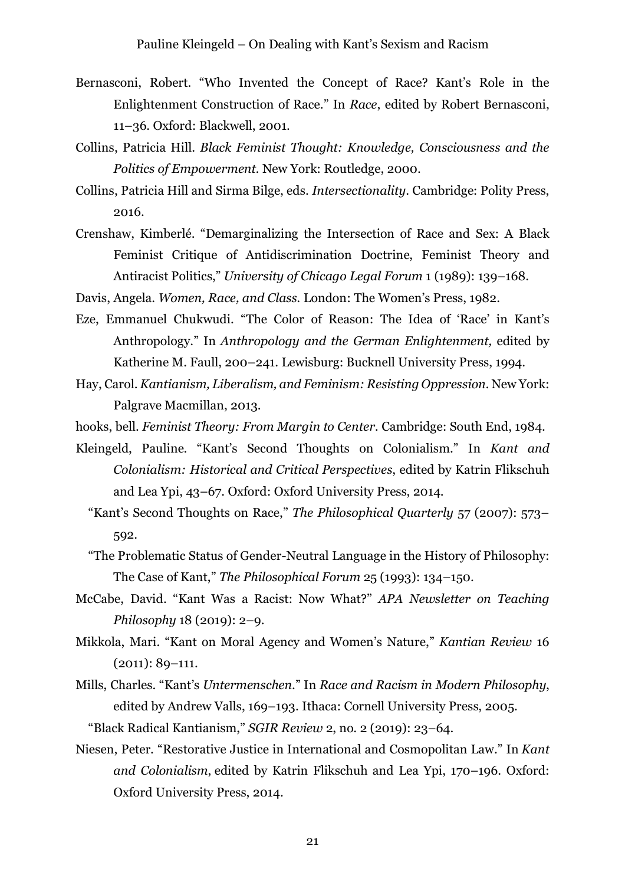Bernasconi, Robert. "Who Invented the Concept of Race? Kant's Role in the Enlightenment Construction of Race." In *Race*, edited by Robert Bernasconi, 11–36. Oxford: Blackwell, 2001.

Collins, Patricia Hill. *Black Feminist Thought: Knowledge, Consciousness and the Politics of Empowerment*. New York: Routledge, 2000.

Collins, Patricia Hill and Sirma Bilge, eds. *Intersectionality*. Cambridge: Polity Press, 2016.

Crenshaw, Kimberlé. "Demarginalizing the Intersection of Race and Sex: A Black Feminist Critique of Antidiscrimination Doctrine, Feminist Theory and Antiracist Politics," *University of Chicago Legal Forum* 1 (1989): 139–168.

Davis, Angela. *Women, Race, and Class*. London: The Women's Press, 1982.

Eze, Emmanuel Chukwudi. "The Color of Reason: The Idea of 'Race' in Kant's Anthropology." In *Anthropology and the German Enlightenment,* edited by Katherine M. Faull, 200–241. Lewisburg: Bucknell University Press, 1994.

Hay, Carol. *Kantianism, Liberalism, and Feminism: Resisting Oppression*. New York: Palgrave Macmillan, 2013.

hooks, bell. *Feminist Theory: From Margin to Center*. Cambridge: South End, 1984.

Kleingeld, Pauline. "Kant's Second Thoughts on Colonialism." In *Kant and Colonialism: Historical and Critical Perspectives*, edited by Katrin Flikschuh and Lea Ypi, 43–67. Oxford: Oxford University Press, 2014.

"Kant's Second Thoughts on Race," *The Philosophical Quarterly* 57 (2007): 573–592.

"The Problematic Status of Gender-Neutral Language in the History of Philosophy: The Case of Kant," *The Philosophical Forum* 25 (1993): 134–150.

McCabe, David. "Kant Was a Racist: Now What?" *APA Newsletter on Teaching Philosophy* 18 (2019): 2–9.

Mikkola, Mari. "Kant on Moral Agency and Women's Nature," *Kantian Review* 16 (2011): 89–111.

Mills, Charles. "Kant's *Untermenschen*." In *Race and Racism in Modern Philosophy*, edited by Andrew Valls, 169–193. Ithaca: Cornell University Press, 2005.

"Black Radical Kantianism," *SGIR Review* 2, no. 2 (2019): 23–64.

Niesen, Peter. "Restorative Justice in International and Cosmopolitan Law." In *Kant and Colonialism*, edited by Katrin Flikschuh and Lea Ypi, 170–196. Oxford: Oxford University Press, 2014.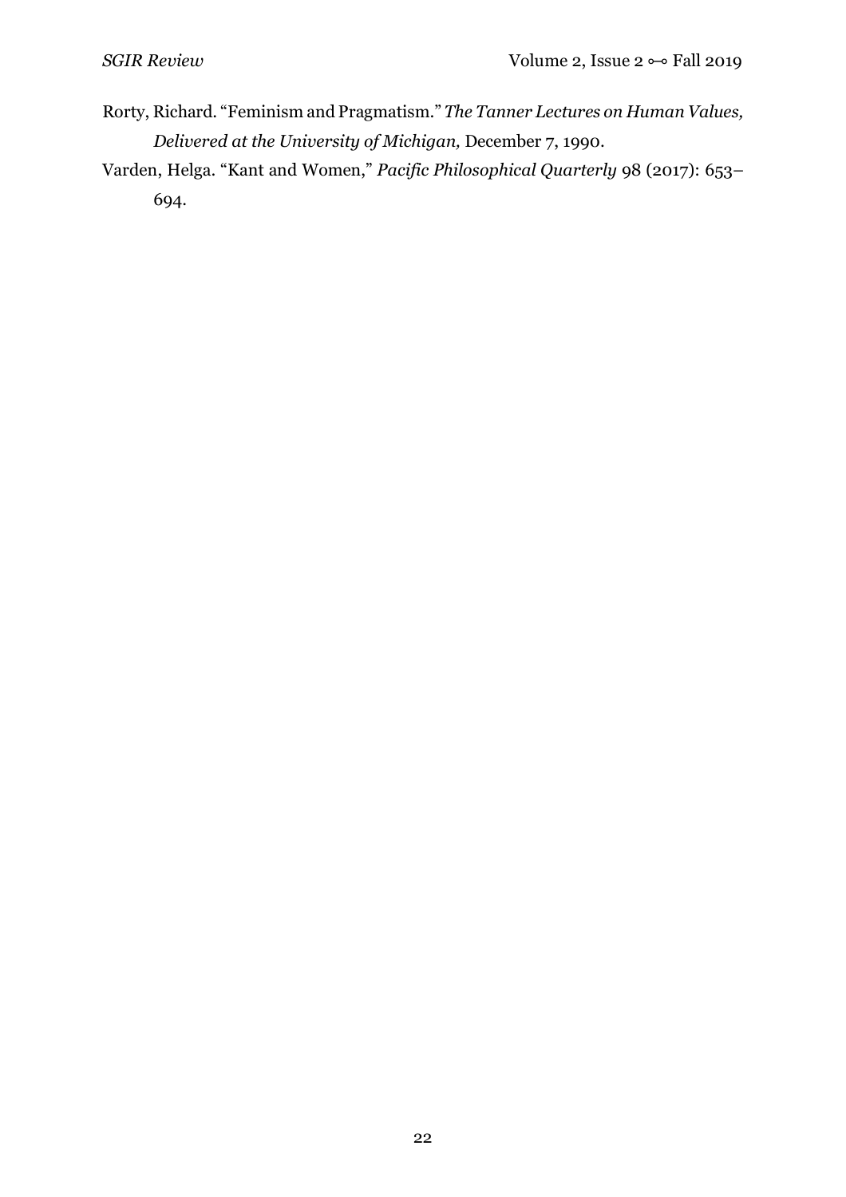Rorty, Richard. "Feminism and Pragmatism." *The Tanner Lectures on Human Values, Delivered at the University of Michigan,* December 7, 1990.

Varden, Helga. "Kant and Women," *Pacific Philosophical Quarterly* 98 (2017): 653–694.